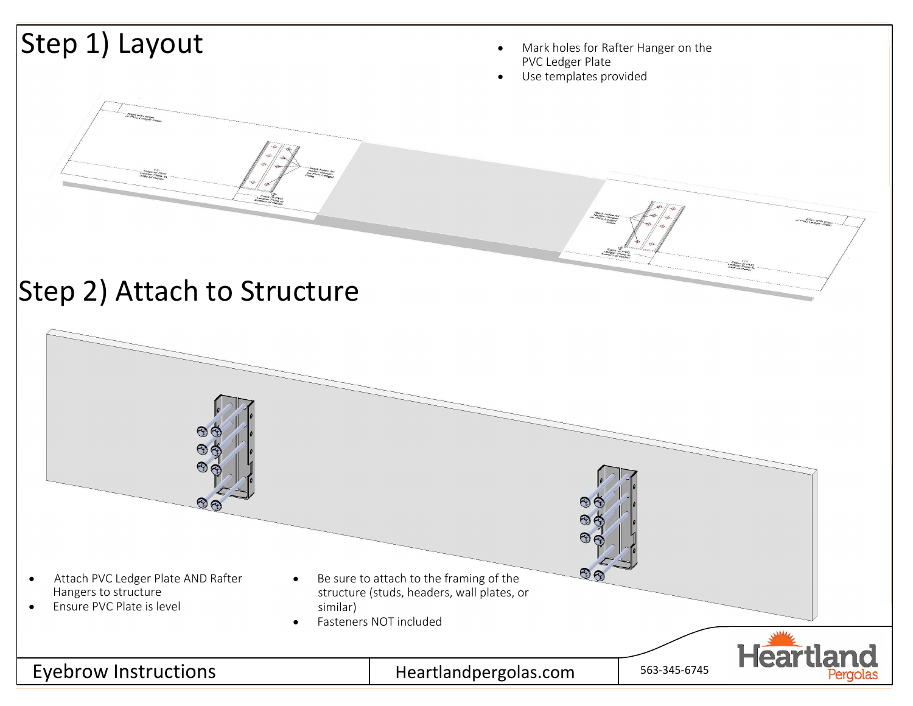# Step 1) Layout

- Mark holes for Rafter Hanger on the PVC Ledger Plate
- Use templates provided

# Step 2) Attach to Structure

- Attach PVC Ledger Plate AND Rafter Hangers to structure
- Ensure PVC Plate is level

- Be sure to attach to the framing of the structure (studs, headers, wall plates, or similar)
- Fasteners NOT included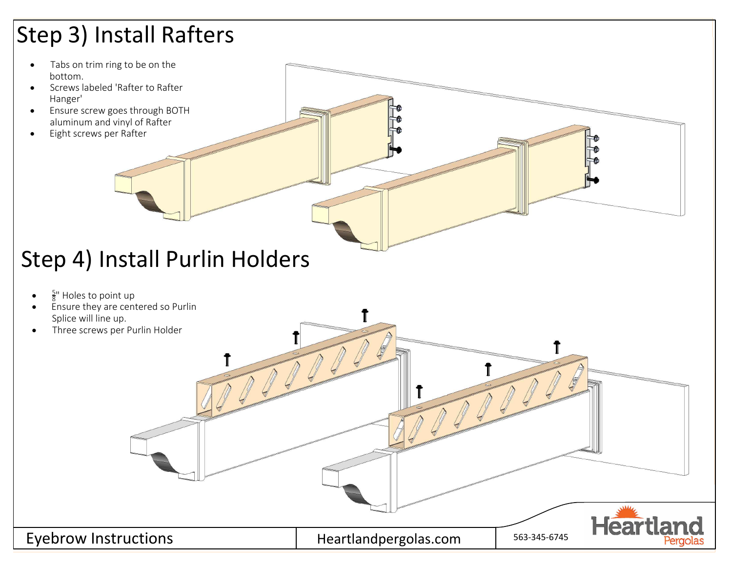# Step 3) Install Rafters

- Tabs on trim ring to be on the bottom.
- Screws labeled 'Rafter to Rafter Hanger'
- Ensure screw goes through BOTH aluminum and vinyl of Rafter
- Eight screws per Rafter

# Step 4) Install Purlin Holders

- $\frac{5}{8}$" Holes to point up
- Ensure they are centered so Purlin Splice will line up.
- Three screws per Purlin Holder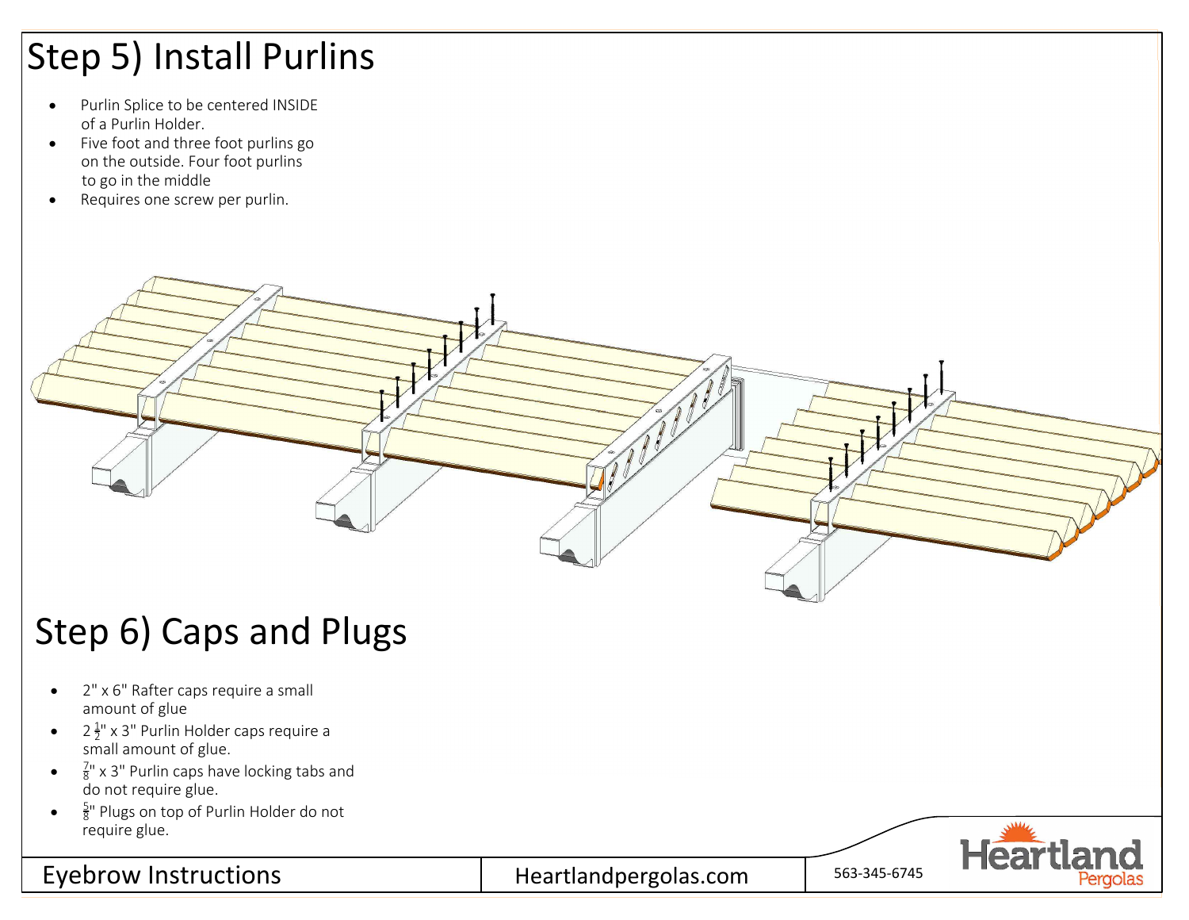# Step 5) Install Purlins

- Purlin Splice to be centered INSIDE of a Purlin Holder.
- Five foot and three foot purlins go on the outside. Four foot purlins to go in the middle
- Requires one screw per purlin.

# Step 6) Caps and Plugs

- 2" x 6" Rafter caps require a small amount of glue
- $2\frac{1}{2}$" x 3" Purlin Holder caps require a small amount of glue.
- $\frac{7}{8}$" x 3" Purlin caps have locking tabs and do not require glue.
- $\frac{5}{8}$" Plugs on top of Purlin Holder do not require glue.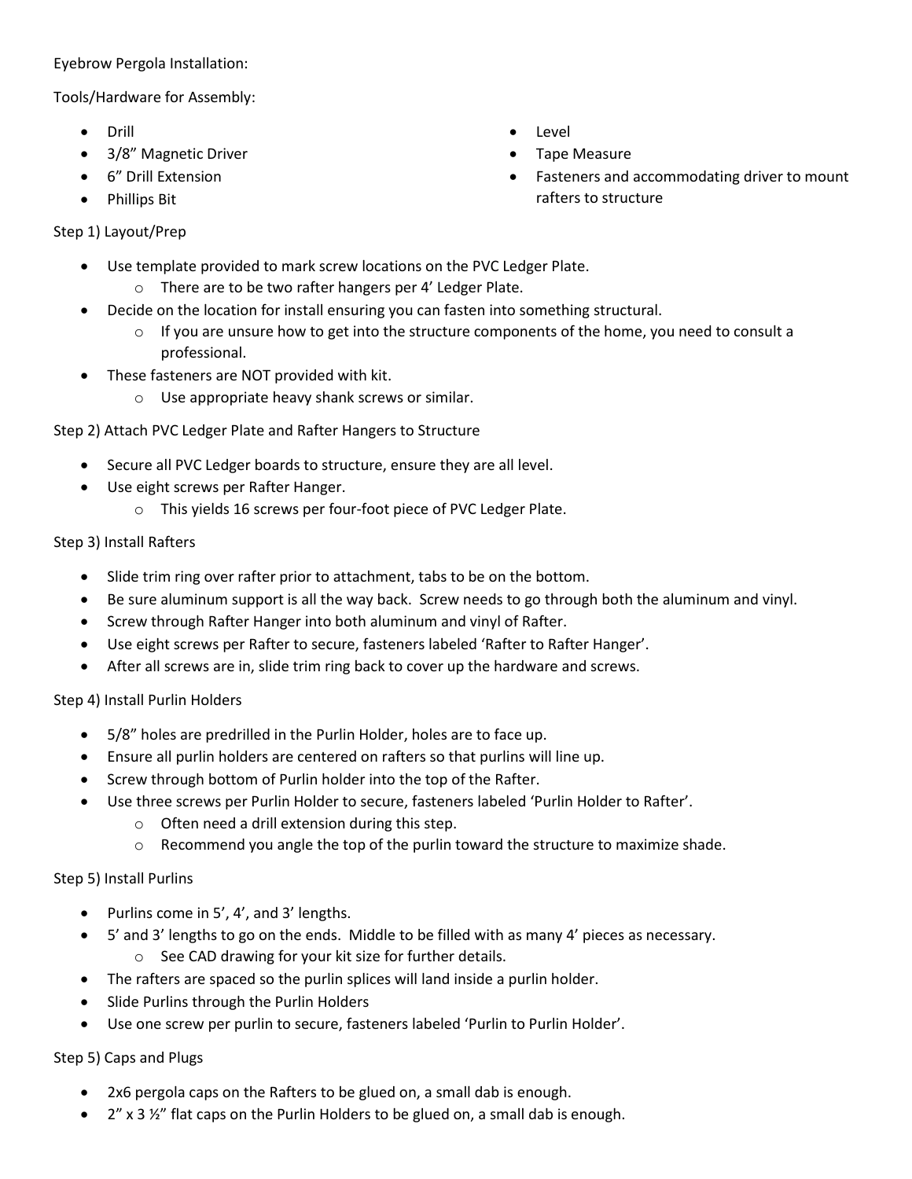Eyebrow Pergola Installation:

Tools/Hardware for Assembly:

- Drill
- 3/8" Magnetic Driver
- 6" Drill Extension
- Phillips Bit
- Level
- Tape Measure
- Fasteners and accommodating driver to mount rafters to structure

Step 1) Layout/Prep

- Use template provided to mark screw locations on the PVC Ledger Plate.
    - There are to be two rafter hangers per 4' Ledger Plate.
- Decide on the location for install ensuring you can fasten into something structural.
    - If you are unsure how to get into the structure components of the home, you need to consult a professional.
- These fasteners are NOT provided with kit.
    - Use appropriate heavy shank screws or similar.

Step 2) Attach PVC Ledger Plate and Rafter Hangers to Structure

- Secure all PVC Ledger boards to structure, ensure they are all level.
- Use eight screws per Rafter Hanger.
    - This yields 16 screws per four-foot piece of PVC Ledger Plate.

Step 3) Install Rafters

- Slide trim ring over rafter prior to attachment, tabs to be on the bottom.
- Be sure aluminum support is all the way back. Screw needs to go through both the aluminum and vinyl.
- Screw through Rafter Hanger into both aluminum and vinyl of Rafter.
- Use eight screws per Rafter to secure, fasteners labeled 'Rafter to Rafter Hanger'.
- After all screws are in, slide trim ring back to cover up the hardware and screws.

Step 4) Install Purlin Holders

- 5/8" holes are predrilled in the Purlin Holder, holes are to face up.
- Ensure all purlin holders are centered on rafters so that purlins will line up.
- Screw through bottom of Purlin holder into the top of the Rafter.
- Use three screws per Purlin Holder to secure, fasteners labeled 'Purlin Holder to Rafter'.
    - Often need a drill extension during this step.
    - Recommend you angle the top of the purlin toward the structure to maximize shade.

Step 5) Install Purlins

- Purlins come in 5', 4', and 3' lengths.
- 5' and 3' lengths to go on the ends. Middle to be filled with as many 4' pieces as necessary.
    - See CAD drawing for your kit size for further details.
- The rafters are spaced so the purlin splices will land inside a purlin holder.
- Slide Purlins through the Purlin Holders
- Use one screw per purlin to secure, fasteners labeled 'Purlin to Purlin Holder'.

Step 5) Caps and Plugs

- 2x6 pergola caps on the Rafters to be glued on, a small dab is enough.
- 2" x 3 ½" flat caps on the Purlin Holders to be glued on, a small dab is enough.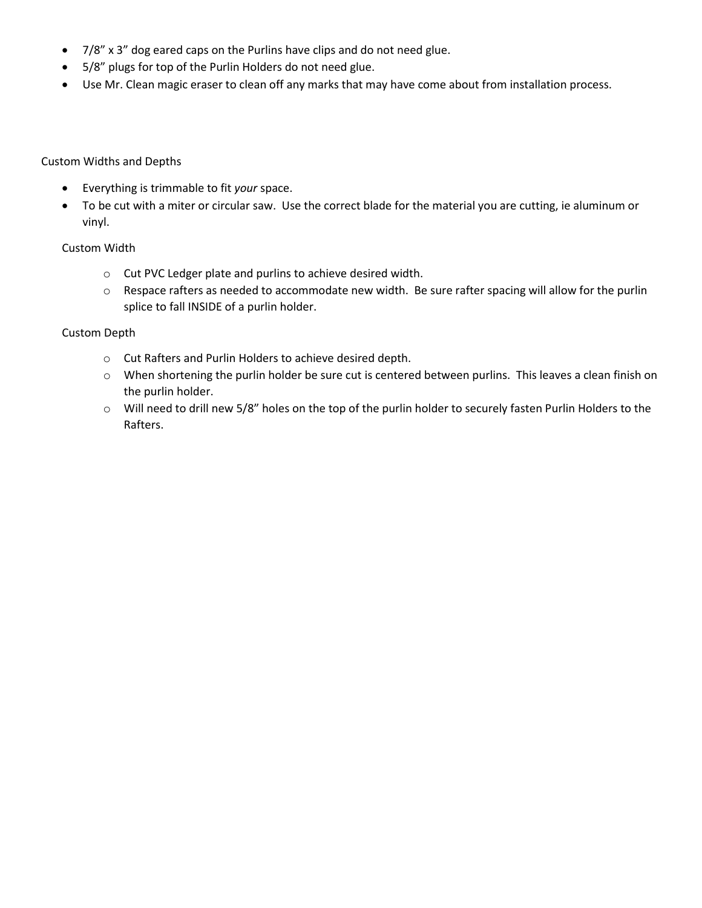- 7/8" x 3" dog eared caps on the Purlins have clips and do not need glue.
- 5/8" plugs for top of the Purlin Holders do not need glue.
- Use Mr. Clean magic eraser to clean off any marks that may have come about from installation process.

Custom Widths and Depths

- Everything is trimmable to fit *your* space.
- To be cut with a miter or circular saw. Use the correct blade for the material you are cutting, ie aluminum or vinyl.

Custom Width

- Cut PVC Ledger plate and purlins to achieve desired width.
- Respace rafters as needed to accommodate new width. Be sure rafter spacing will allow for the purlin splice to fall INSIDE of a purlin holder.

Custom Depth

- Cut Rafters and Purlin Holders to achieve desired depth.
- When shortening the purlin holder be sure cut is centered between purlins. This leaves a clean finish on the purlin holder.
- Will need to drill new 5/8" holes on the top of the purlin holder to securely fasten Purlin Holders to the Rafters.